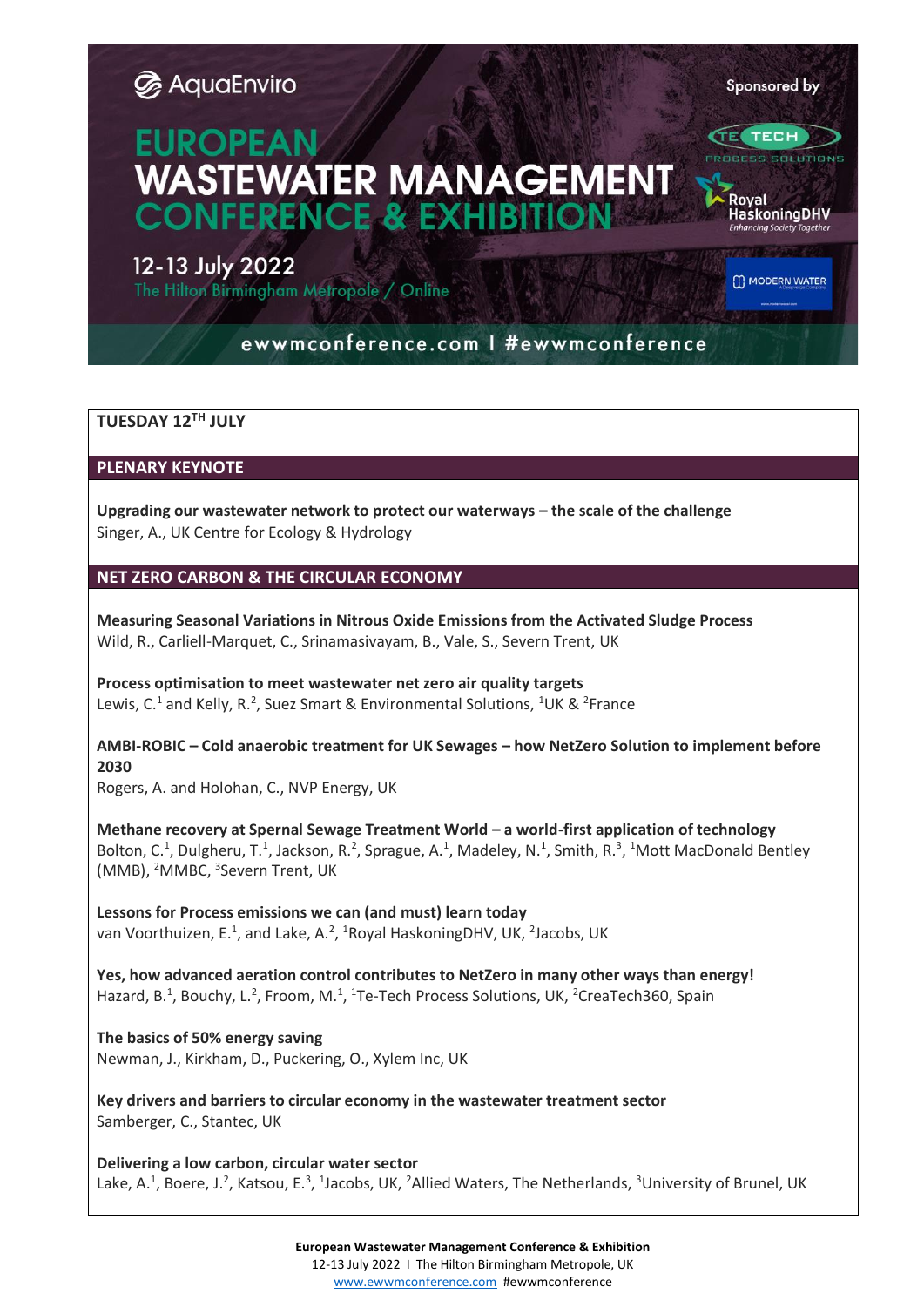# AquaEnviro

# EUROPEAN WASTEWATER MANAGEMENT CONFERENCE & EXHIBITION

12-13 July 2022

The Hilton Birmingham Metropole / Online

Sponsored by Te-Tech Process Solutions, Royal HaskoningDHV, Modern Water

ewwmconference.com I #ewwmconference

## TUESDAY 12TH JULY

### PLENARY KEYNOTE

**Upgrading our wastewater network to protect our waterways – the scale of the challenge**
Singer, A., UK Centre for Ecology & Hydrology

### NET ZERO CARBON & THE CIRCULAR ECONOMY

**Measuring Seasonal Variations in Nitrous Oxide Emissions from the Activated Sludge Process**
Wild, R., Carliell-Marquet, C., Srinamasivayam, B., Vale, S., Severn Trent, UK

**Process optimisation to meet wastewater net zero air quality targets**
Lewis, C.[1] and Kelly, R.[2], Suez Smart & Environmental Solutions, [1]UK & [2]France

**AMBI-ROBIC – Cold anaerobic treatment for UK Sewages – how NetZero Solution to implement before 2030**
Rogers, A. and Holohan, C., NVP Energy, UK

**Methane recovery at Spernal Sewage Treatment World – a world-first application of technology**
Bolton, C.[1], Dulgheru, T.[1], Jackson, R.[2], Sprague, A.[1], Madeley, N.[1], Smith, R.[3], [1]Mott MacDonald Bentley (MMB), [2]MMBC, [3]Severn Trent, UK

**Lessons for Process emissions we can (and must) learn today**
van Voorthuizen, E.[1], and Lake, A.[2], [1]Royal HaskoningDHV, UK, [2]Jacobs, UK

**Yes, how advanced aeration control contributes to NetZero in many other ways than energy!**
Hazard, B.[1], Bouchy, L.[2], Froom, M.[1], [1]Te-Tech Process Solutions, UK, [2]CreaTech360, Spain

**The basics of 50% energy saving**
Newman, J., Kirkham, D., Puckering, O., Xylem Inc, UK

**Key drivers and barriers to circular economy in the wastewater treatment sector**
Samberger, C., Stantec, UK

**Delivering a low carbon, circular water sector**
Lake, A.[1], Boere, J.[2], Katsou, E.[3], [1]Jacobs, UK, [2]Allied Waters, The Netherlands, [3]University of Brunel, UK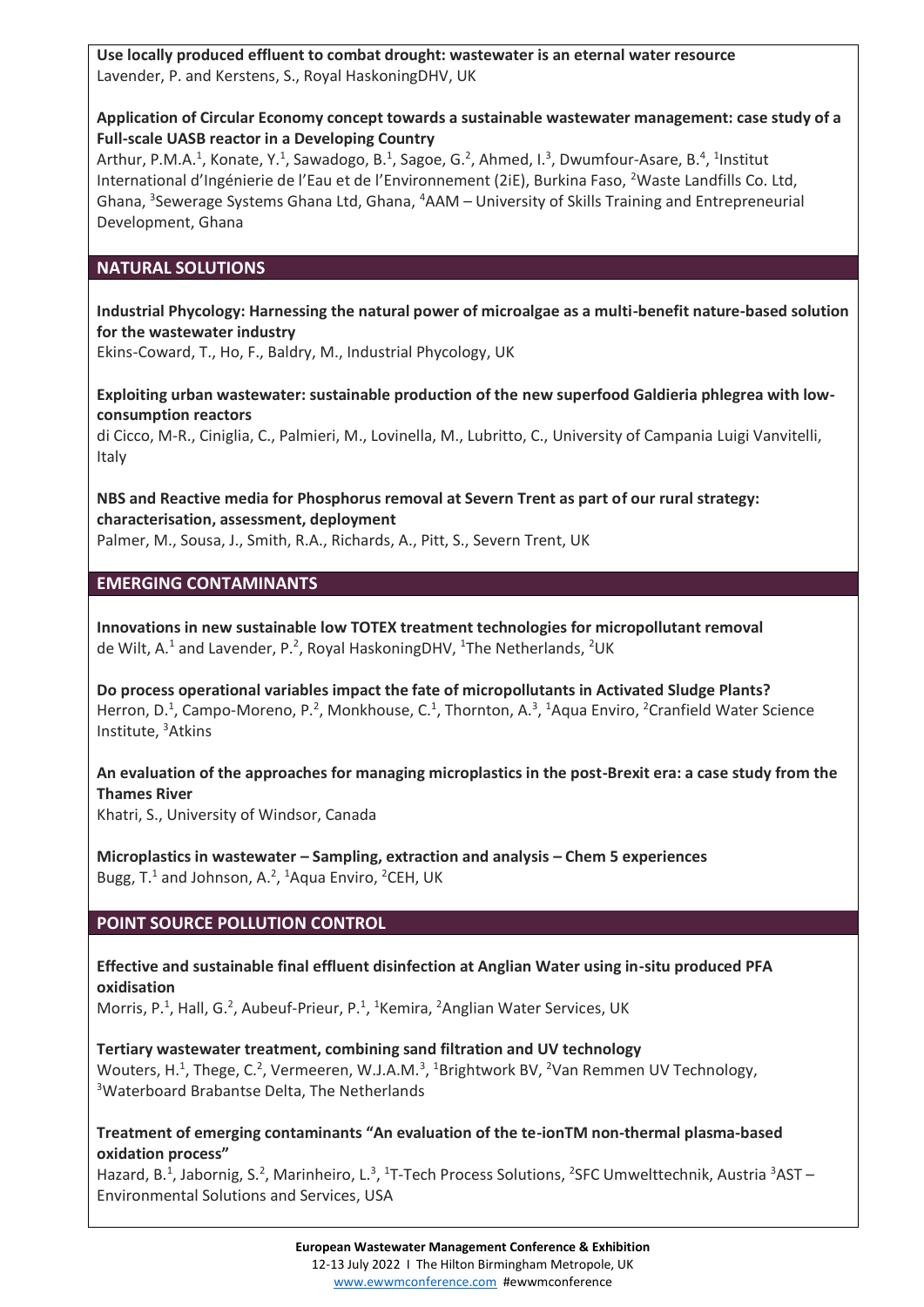**Use locally produced effluent to combat drought: wastewater is an eternal water resource**
Lavender, P. and Kerstens, S., Royal HaskoningDHV, UK

**Application of Circular Economy concept towards a sustainable wastewater management: case study of a Full-scale UASB reactor in a Developing Country**
Arthur, P.M.A.[1], Konate, Y.[1], Sawadogo, B.[1], Sagoe, G.[2], Ahmed, I.[3], Dwumfour-Asare, B.[4], [1]Institut International d'Ingénierie de l'Eau et de l'Environnement (2iE), Burkina Faso, [2]Waste Landfills Co. Ltd, Ghana, [3]Sewerage Systems Ghana Ltd, Ghana, [4]AAM – University of Skills Training and Entrepreneurial Development, Ghana

## NATURAL SOLUTIONS

**Industrial Phycology: Harnessing the natural power of microalgae as a multi-benefit nature-based solution for the wastewater industry**
Ekins-Coward, T., Ho, F., Baldry, M., Industrial Phycology, UK

**Exploiting urban wastewater: sustainable production of the new superfood Galdieria phlegrea with low-consumption reactors**
di Cicco, M-R., Ciniglia, C., Palmieri, M., Lovinella, M., Lubritto, C., University of Campania Luigi Vanvitelli, Italy

**NBS and Reactive media for Phosphorus removal at Severn Trent as part of our rural strategy: characterisation, assessment, deployment**
Palmer, M., Sousa, J., Smith, R.A., Richards, A., Pitt, S., Severn Trent, UK

## EMERGING CONTAMINANTS

**Innovations in new sustainable low TOTEX treatment technologies for micropollutant removal**
de Wilt, A.[1] and Lavender, P.[2], Royal HaskoningDHV, [1]The Netherlands, [2]UK

**Do process operational variables impact the fate of micropollutants in Activated Sludge Plants?**
Herron, D.[1], Campo-Moreno, P.[2], Monkhouse, C.[1], Thornton, A.[3], [1]Aqua Enviro, [2]Cranfield Water Science Institute, [3]Atkins

**An evaluation of the approaches for managing microplastics in the post-Brexit era: a case study from the Thames River**
Khatri, S., University of Windsor, Canada

**Microplastics in wastewater – Sampling, extraction and analysis – Chem 5 experiences**
Bugg, T.[1] and Johnson, A.[2], [1]Aqua Enviro, [2]CEH, UK

## POINT SOURCE POLLUTION CONTROL

**Effective and sustainable final effluent disinfection at Anglian Water using in-situ produced PFA oxidisation**
Morris, P.[1], Hall, G.[2], Aubeuf-Prieur, P.[1], [1]Kemira, [2]Anglian Water Services, UK

**Tertiary wastewater treatment, combining sand filtration and UV technology**
Wouters, H.[1], Thege, C.[2], Vermeeren, W.J.A.M.[3], [1]Brightwork BV, [2]Van Remmen UV Technology, [3]Waterboard Brabantse Delta, The Netherlands

**Treatment of emerging contaminants "An evaluation of the te-ionTM non-thermal plasma-based oxidation process"**
Hazard, B.[1], Jabornig, S.[2], Marinheiro, L.[3], [1]T-Tech Process Solutions, [2]SFC Umwelttechnik, Austria [3]AST – Environmental Solutions and Services, USA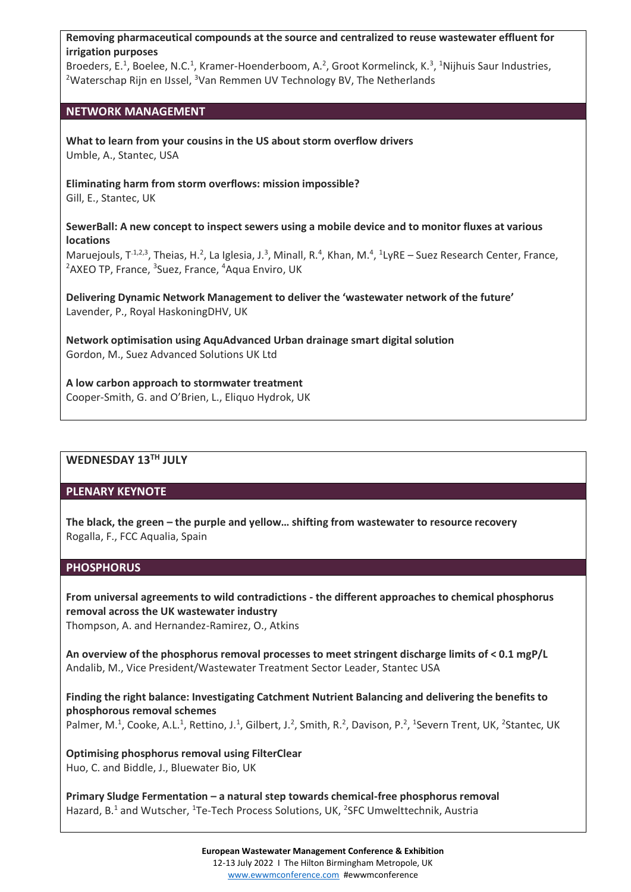**Removing pharmaceutical compounds at the source and centralized to reuse wastewater effluent for irrigation purposes**
Broeders, E.[1], Boelee, N.C.[1], Kramer-Hoenderboom, A.[2], Groot Kormelinck, K.[3], [1]Nijhuis Saur Industries, [2]Waterschap Rijn en IJssel, [3]Van Remmen UV Technology BV, The Netherlands

## NETWORK MANAGEMENT

**What to learn from your cousins in the US about storm overflow drivers**
Umble, A., Stantec, USA

**Eliminating harm from storm overflows: mission impossible?**
Gill, E., Stantec, UK

**SewerBall: A new concept to inspect sewers using a mobile device and to monitor fluxes at various locations**
Maruejouls, T.[1,2,3], Theias, H.[2], La Iglesia, J.[3], Minall, R.[4], Khan, M.[4], [1]LyRE – Suez Research Center, France, [2]AXEO TP, France, [3]Suez, France, [4]Aqua Enviro, UK

**Delivering Dynamic Network Management to deliver the 'wastewater network of the future'**
Lavender, P., Royal HaskoningDHV, UK

**Network optimisation using AquAdvanced Urban drainage smart digital solution**
Gordon, M., Suez Advanced Solutions UK Ltd

**A low carbon approach to stormwater treatment**
Cooper-Smith, G. and O'Brien, L., Eliquo Hydrok, UK

# WEDNESDAY 13TH JULY

## PLENARY KEYNOTE

**The black, the green – the purple and yellow… shifting from wastewater to resource recovery**
Rogalla, F., FCC Aqualia, Spain

## PHOSPHORUS

**From universal agreements to wild contradictions - the different approaches to chemical phosphorus removal across the UK wastewater industry**
Thompson, A. and Hernandez-Ramirez, O., Atkins

**An overview of the phosphorus removal processes to meet stringent discharge limits of < 0.1 mgP/L**
Andalib, M., Vice President/Wastewater Treatment Sector Leader, Stantec USA

**Finding the right balance: Investigating Catchment Nutrient Balancing and delivering the benefits to phosphorous removal schemes**
Palmer, M.[1], Cooke, A.L.[1], Rettino, J.[1], Gilbert, J.[2], Smith, R.[2], Davison, P.[2], [1]Severn Trent, UK, [2]Stantec, UK

**Optimising phosphorus removal using FilterClear**
Huo, C. and Biddle, J., Bluewater Bio, UK

**Primary Sludge Fermentation – a natural step towards chemical-free phosphorus removal**
Hazard, B.[1] and Wutscher, [1]Te-Tech Process Solutions, UK, [2]SFC Umwelttechnik, Austria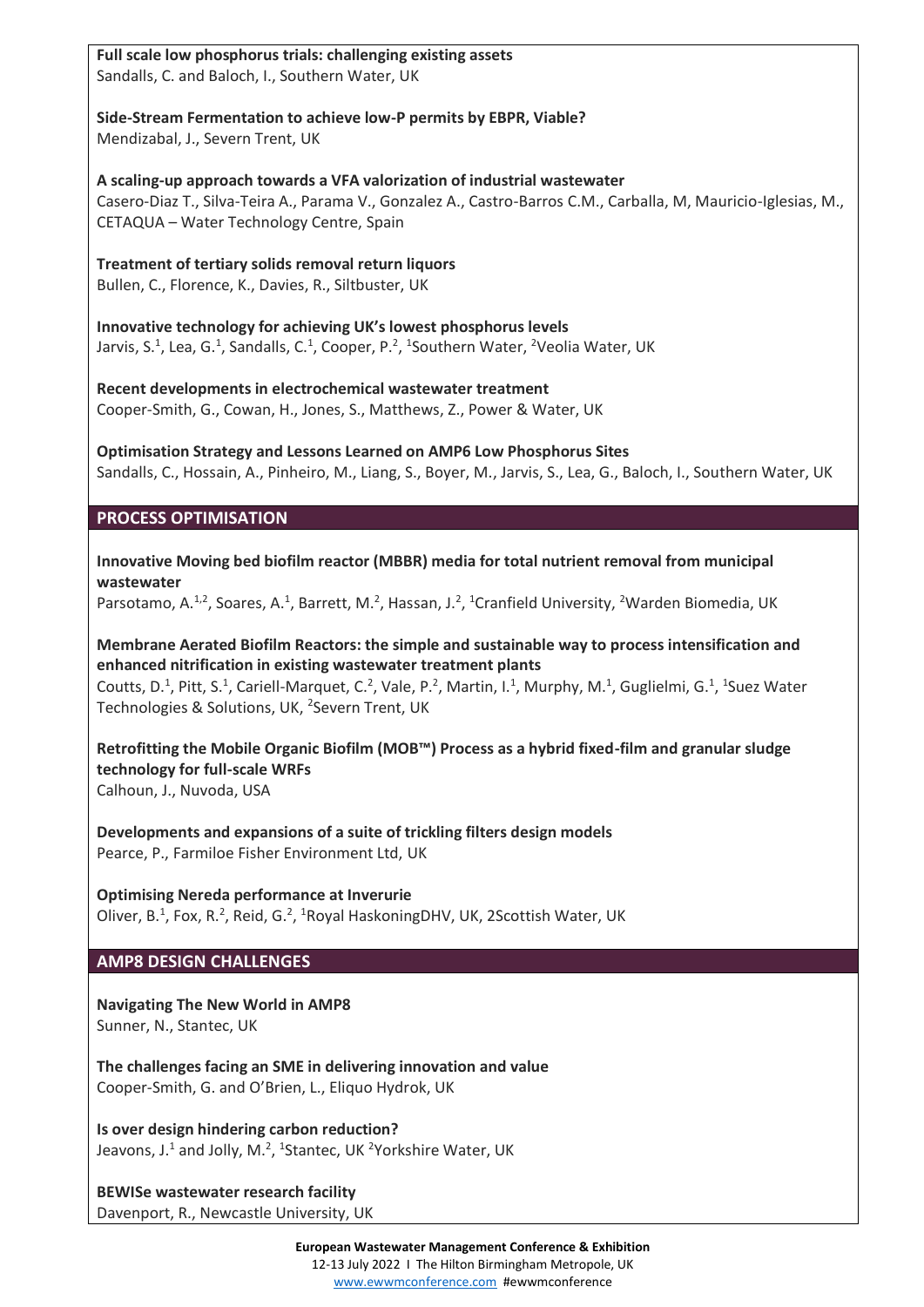**Full scale low phosphorus trials: challenging existing assets**
Sandalls, C. and Baloch, I., Southern Water, UK

**Side-Stream Fermentation to achieve low-P permits by EBPR, Viable?**
Mendizabal, J., Severn Trent, UK

**A scaling-up approach towards a VFA valorization of industrial wastewater**
Casero-Diaz T., Silva-Teira A., Parama V., Gonzalez A., Castro-Barros C.M., Carballa, M, Mauricio-Iglesias, M., CETAQUA – Water Technology Centre, Spain

**Treatment of tertiary solids removal return liquors**
Bullen, C., Florence, K., Davies, R., Siltbuster, UK

**Innovative technology for achieving UK's lowest phosphorus levels**
Jarvis, S.[1], Lea, G.[1], Sandalls, C.[1], Cooper, P.[2], [1]Southern Water, [2]Veolia Water, UK

**Recent developments in electrochemical wastewater treatment**
Cooper-Smith, G., Cowan, H., Jones, S., Matthews, Z., Power & Water, UK

**Optimisation Strategy and Lessons Learned on AMP6 Low Phosphorus Sites**
Sandalls, C., Hossain, A., Pinheiro, M., Liang, S., Boyer, M., Jarvis, S., Lea, G., Baloch, I., Southern Water, UK

## PROCESS OPTIMISATION

**Innovative Moving bed biofilm reactor (MBBR) media for total nutrient removal from municipal wastewater**
Parsotamo, A.[1,2], Soares, A.[1], Barrett, M.[2], Hassan, J.[2], [1]Cranfield University, [2]Warden Biomedia, UK

**Membrane Aerated Biofilm Reactors: the simple and sustainable way to process intensification and enhanced nitrification in existing wastewater treatment plants**
Coutts, D.[1], Pitt, S.[1], Cariell-Marquet, C.[2], Vale, P.[2], Martin, I.[1], Murphy, M.[1], Guglielmi, G.[1], [1]Suez Water Technologies & Solutions, UK, [2]Severn Trent, UK

**Retrofitting the Mobile Organic Biofilm (MOB™) Process as a hybrid fixed-film and granular sludge technology for full-scale WRFs**
Calhoun, J., Nuvoda, USA

**Developments and expansions of a suite of trickling filters design models**
Pearce, P., Farmiloe Fisher Environment Ltd, UK

**Optimising Nereda performance at Inverurie**
Oliver, B.[1], Fox, R.[2], Reid, G.[2], [1]Royal HaskoningDHV, UK, 2Scottish Water, UK

## AMP8 DESIGN CHALLENGES

**Navigating The New World in AMP8**
Sunner, N., Stantec, UK

**The challenges facing an SME in delivering innovation and value**
Cooper-Smith, G. and O'Brien, L., Eliquo Hydrok, UK

**Is over design hindering carbon reduction?**
Jeavons, J.[1] and Jolly, M.[2], [1]Stantec, UK [2]Yorkshire Water, UK

**BEWISe wastewater research facility**
Davenport, R., Newcastle University, UK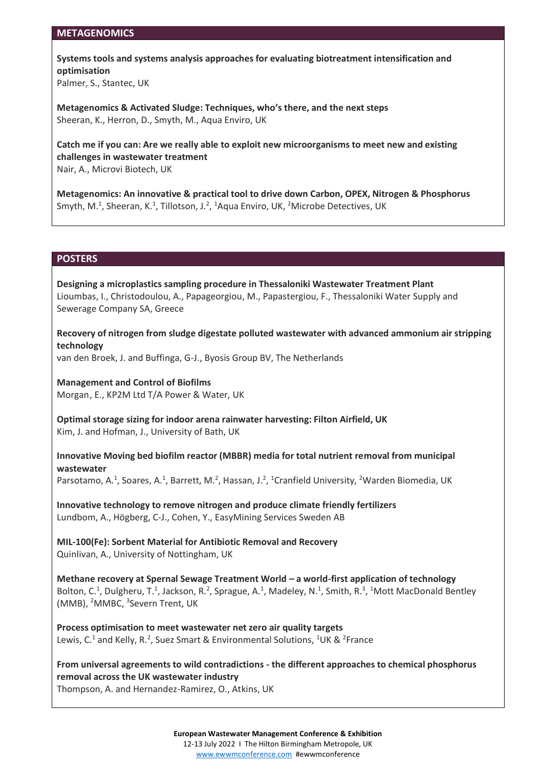## METAGENOMICS

**Systems tools and systems analysis approaches for evaluating biotreatment intensification and optimisation**
Palmer, S., Stantec, UK

**Metagenomics & Activated Sludge: Techniques, who's there, and the next steps**
Sheeran, K., Herron, D., Smyth, M., Aqua Enviro, UK

**Catch me if you can: Are we really able to exploit new microorganisms to meet new and existing challenges in wastewater treatment**
Nair, A., Microvi Biotech, UK

**Metagenomics: An innovative & practical tool to drive down Carbon, OPEX, Nitrogen & Phosphorus**
Smyth, M.[1], Sheeran, K.[1], Tillotson, J.[2], [1]Aqua Enviro, UK, [2]Microbe Detectives, UK

## POSTERS

**Designing a microplastics sampling procedure in Thessaloniki Wastewater Treatment Plant**
Lioumbas, I., Christodoulou, A., Papageorgiou, M., Papastergiou, F., Thessaloniki Water Supply and Sewerage Company SA, Greece

**Recovery of nitrogen from sludge digestate polluted wastewater with advanced ammonium air stripping technology**
van den Broek, J. and Buffinga, G-J., Byosis Group BV, The Netherlands

**Management and Control of Biofilms**
Morgan, E., KP2M Ltd T/A Power & Water, UK

**Optimal storage sizing for indoor arena rainwater harvesting: Filton Airfield, UK**
Kim, J. and Hofman, J., University of Bath, UK

**Innovative Moving bed biofilm reactor (MBBR) media for total nutrient removal from municipal wastewater**
Parsotamo, A.[1], Soares, A.[1], Barrett, M.[2], Hassan, J.[2], [1]Cranfield University, [2]Warden Biomedia, UK

**Innovative technology to remove nitrogen and produce climate friendly fertilizers**
Lundbom, A., Högberg, C-J., Cohen, Y., EasyMining Services Sweden AB

**MIL-100(Fe): Sorbent Material for Antibiotic Removal and Recovery**
Quinlivan, A., University of Nottingham, UK

**Methane recovery at Spernal Sewage Treatment World – a world-first application of technology**
Bolton, C.[1], Dulgheru, T.[1], Jackson, R.[2], Sprague, A.[1], Madeley, N.[1], Smith, R.[3], [1]Mott MacDonald Bentley (MMB), [2]MMBC, [3]Severn Trent, UK

**Process optimisation to meet wastewater net zero air quality targets**
Lewis, C.[1] and Kelly, R.[2], Suez Smart & Environmental Solutions, [1]UK & [2]France

**From universal agreements to wild contradictions - the different approaches to chemical phosphorus removal across the UK wastewater industry**
Thompson, A. and Hernandez-Ramirez, O., Atkins, UK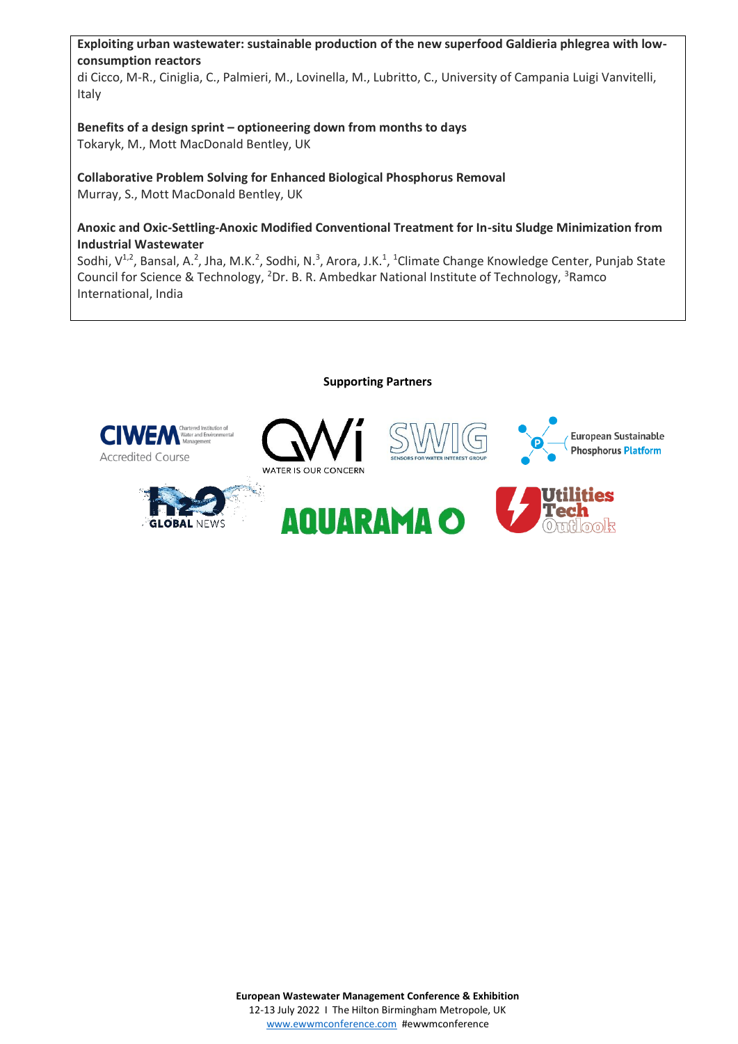**Exploiting urban wastewater: sustainable production of the new superfood Galdieria phlegrea with low-consumption reactors**
di Cicco, M-R., Ciniglia, C., Palmieri, M., Lovinella, M., Lubritto, C., University of Campania Luigi Vanvitelli, Italy

**Benefits of a design sprint – optioneering down from months to days**
Tokaryk, M., Mott MacDonald Bentley, UK

**Collaborative Problem Solving for Enhanced Biological Phosphorus Removal**
Murray, S., Mott MacDonald Bentley, UK

**Anoxic and Oxic-Settling-Anoxic Modified Conventional Treatment for In-situ Sludge Minimization from Industrial Wastewater**
Sodhi, V[1,2], Bansal, A.[2], Jha, M.K.[2], Sodhi, N.[3], Arora, J.K.[1], [1]Climate Change Knowledge Center, Punjab State Council for Science & Technology, [2]Dr. B. R. Ambedkar National Institute of Technology, [3]Ramco International, India

**Supporting Partners**

CIWEM Chartered Institution of Water and Environmental Management Accredited Course

GWI WATER IS OUR CONCERN

SWIG SENSORS FOR WATER INTEREST GROUP

European Sustainable Phosphorus Platform

H2O GLOBAL NEWS

AQUARAMA

Utilities Tech Outlook

European Wastewater Management Conference & Exhibition
12-13 July 2022 I The Hilton Birmingham Metropole, UK
www.ewwmconference.com #ewwmconference